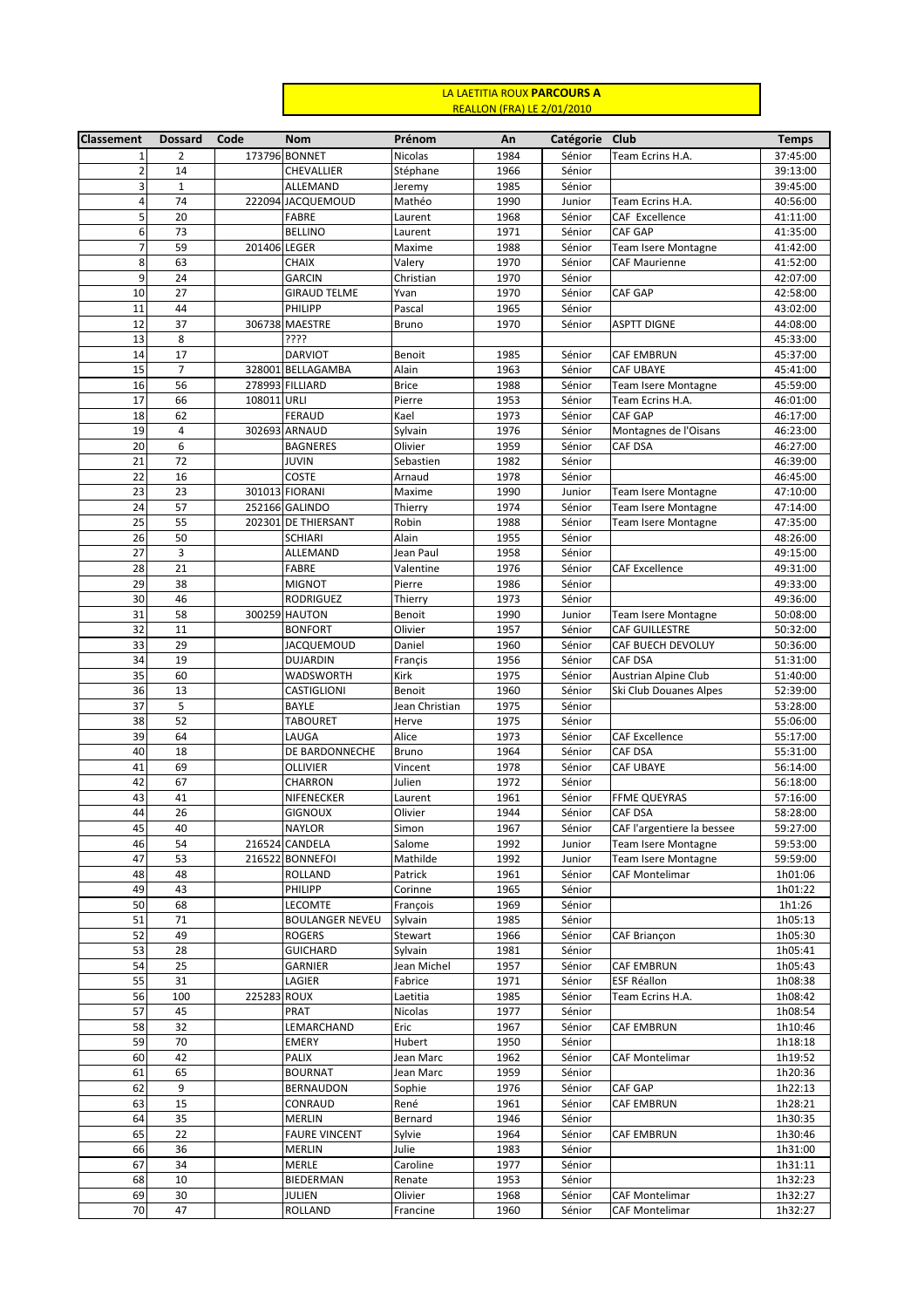LA LAETITIA ROUX **PARCOURS A**
REALLON (FRA) LE 2/01/2010

| Classement | Dossard | Code | Nom | Prénom | An | Catégorie | Club | Temps |
|---|---|---|---|---|---|---|---|---|
| 1 | 2 | 173796 | BONNET | Nicolas | 1984 | Sénior | Team Ecrins H.A. | 37:45:00 |
| 2 | 14 | | CHEVALLIER | Stéphane | 1966 | Sénior | | 39:13:00 |
| 3 | 1 | | ALLEMAND | Jeremy | 1985 | Sénior | | 39:45:00 |
| 4 | 74 | 222094 | JACQUEMOUD | Mathéo | 1990 | Junior | Team Ecrins H.A. | 40:56:00 |
| 5 | 20 | | FABRE | Laurent | 1968 | Sénior | CAF Excellence | 41:11:00 |
| 6 | 73 | | BELLINO | Laurent | 1971 | Sénior | CAF GAP | 41:35:00 |
| 7 | 59 | 201406 | LEGER | Maxime | 1988 | Sénior | Team Isere Montagne | 41:42:00 |
| 8 | 63 | | CHAIX | Valery | 1970 | Sénior | CAF Maurienne | 41:52:00 |
| 9 | 24 | | GARCIN | Christian | 1970 | Sénior | | 42:07:00 |
| 10 | 27 | | GIRAUD TELME | Yvan | 1970 | Sénior | CAF GAP | 42:58:00 |
| 11 | 44 | | PHILIPP | Pascal | 1965 | Sénior | | 43:02:00 |
| 12 | 37 | 306738 | MAESTRE | Bruno | 1970 | Sénior | ASPTT DIGNE | 44:08:00 |
| 13 | 8 | | ???? | | | | | 45:33:00 |
| 14 | 17 | | DARVIOT | Benoit | 1985 | Sénior | CAF EMBRUN | 45:37:00 |
| 15 | 7 | 328001 | BELLAGAMBA | Alain | 1963 | Sénior | CAF UBAYE | 45:41:00 |
| 16 | 56 | 278993 | FILLIARD | Brice | 1988 | Sénior | Team Isere Montagne | 45:59:00 |
| 17 | 66 | 108011 | URLI | Pierre | 1953 | Sénior | Team Ecrins H.A. | 46:01:00 |
| 18 | 62 | | FERAUD | Kael | 1973 | Sénior | CAF GAP | 46:17:00 |
| 19 | 4 | 302693 | ARNAUD | Sylvain | 1976 | Sénior | Montagnes de l'Oisans | 46:23:00 |
| 20 | 6 | | BAGNERES | Olivier | 1959 | Sénior | CAF DSA | 46:27:00 |
| 21 | 72 | | JUVIN | Sebastien | 1982 | Sénior | | 46:39:00 |
| 22 | 16 | | COSTE | Arnaud | 1978 | Sénior | | 46:45:00 |
| 23 | 23 | 301013 | FIORANI | Maxime | 1990 | Junior | Team Isere Montagne | 47:10:00 |
| 24 | 57 | 252166 | GALINDO | Thierry | 1974 | Sénior | Team Isere Montagne | 47:14:00 |
| 25 | 55 | 202301 | DE THIERSANT | Robin | 1988 | Sénior | Team Isere Montagne | 47:35:00 |
| 26 | 50 | | SCHIARI | Alain | 1955 | Sénior | | 48:26:00 |
| 27 | 3 | | ALLEMAND | Jean Paul | 1958 | Sénior | | 49:15:00 |
| 28 | 21 | | FABRE | Valentine | 1976 | Sénior | CAF Excellence | 49:31:00 |
| 29 | 38 | | MIGNOT | Pierre | 1986 | Sénior | | 49:33:00 |
| 30 | 46 | | RODRIGUEZ | Thierry | 1973 | Sénior | | 49:36:00 |
| 31 | 58 | 300259 | HAUTON | Benoit | 1990 | Junior | Team Isere Montagne | 50:08:00 |
| 32 | 11 | | BONFORT | Olivier | 1957 | Sénior | CAF GUILLESTRE | 50:32:00 |
| 33 | 29 | | JACQUEMOUD | Daniel | 1960 | Sénior | CAF BUECH DEVOLUY | 50:36:00 |
| 34 | 19 | | DUJARDIN | Françis | 1956 | Sénior | CAF DSA | 51:31:00 |
| 35 | 60 | | WADSWORTH | Kirk | 1975 | Sénior | Austrian Alpine Club | 51:40:00 |
| 36 | 13 | | CASTIGLIONI | Benoit | 1960 | Sénior | Ski Club Douanes Alpes | 52:39:00 |
| 37 | 5 | | BAYLE | Jean Christian | 1975 | Sénior | | 53:28:00 |
| 38 | 52 | | TABOURET | Herve | 1975 | Sénior | | 55:06:00 |
| 39 | 64 | | LAUGA | Alice | 1973 | Sénior | CAF Excellence | 55:17:00 |
| 40 | 18 | | DE BARDONNECHE | Bruno | 1964 | Sénior | CAF DSA | 55:31:00 |
| 41 | 69 | | OLLIVIER | Vincent | 1978 | Sénior | CAF UBAYE | 56:14:00 |
| 42 | 67 | | CHARRON | Julien | 1972 | Sénior | | 56:18:00 |
| 43 | 41 | | NIFENECKER | Laurent | 1961 | Sénior | FFME QUEYRAS | 57:16:00 |
| 44 | 26 | | GIGNOUX | Olivier | 1944 | Sénior | CAF DSA | 58:28:00 |
| 45 | 40 | | NAYLOR | Simon | 1967 | Sénior | CAF l'argentiere la bessee | 59:27:00 |
| 46 | 54 | 216524 | CANDELA | Salome | 1992 | Junior | Team Isere Montagne | 59:53:00 |
| 47 | 53 | 216522 | BONNEFOI | Mathilde | 1992 | Junior | Team Isere Montagne | 59:59:00 |
| 48 | 48 | | ROLLAND | Patrick | 1961 | Sénior | CAF Montelimar | 1h01:06 |
| 49 | 43 | | PHILIPP | Corinne | 1965 | Sénior | | 1h01:22 |
| 50 | 68 | | LECOMTE | François | 1969 | Sénior | | 1h1:26 |
| 51 | 71 | | BOULANGER NEVEU | Sylvain | 1985 | Sénior | | 1h05:13 |
| 52 | 49 | | ROGERS | Stewart | 1966 | Sénior | CAF Briançon | 1h05:30 |
| 53 | 28 | | GUICHARD | Sylvain | 1981 | Sénior | | 1h05:41 |
| 54 | 25 | | GARNIER | Jean Michel | 1957 | Sénior | CAF EMBRUN | 1h05:43 |
| 55 | 31 | | LAGIER | Fabrice | 1971 | Sénior | ESF Réallon | 1h08:38 |
| 56 | 100 | 225283 | ROUX | Laetitia | 1985 | Sénior | Team Ecrins H.A. | 1h08:42 |
| 57 | 45 | | PRAT | Nicolas | 1977 | Sénior | | 1h08:54 |
| 58 | 32 | | LEMARCHAND | Eric | 1967 | Sénior | CAF EMBRUN | 1h10:46 |
| 59 | 70 | | EMERY | Hubert | 1950 | Sénior | | 1h18:18 |
| 60 | 42 | | PALIX | Jean Marc | 1962 | Sénior | CAF Montelimar | 1h19:52 |
| 61 | 65 | | BOURNAT | Jean Marc | 1959 | Sénior | | 1h20:36 |
| 62 | 9 | | BERNAUDON | Sophie | 1976 | Sénior | CAF GAP | 1h22:13 |
| 63 | 15 | | CONRAUD | René | 1961 | Sénior | CAF EMBRUN | 1h28:21 |
| 64 | 35 | | MERLIN | Bernard | 1946 | Sénior | | 1h30:35 |
| 65 | 22 | | FAURE VINCENT | Sylvie | 1964 | Sénior | CAF EMBRUN | 1h30:46 |
| 66 | 36 | | MERLIN | Julie | 1983 | Sénior | | 1h31:00 |
| 67 | 34 | | MERLE | Caroline | 1977 | Sénior | | 1h31:11 |
| 68 | 10 | | BIEDERMAN | Renate | 1953 | Sénior | | 1h32:23 |
| 69 | 30 | | JULIEN | Olivier | 1968 | Sénior | CAF Montelimar | 1h32:27 |
| 70 | 47 | | ROLLAND | Francine | 1960 | Sénior | CAF Montelimar | 1h32:27 |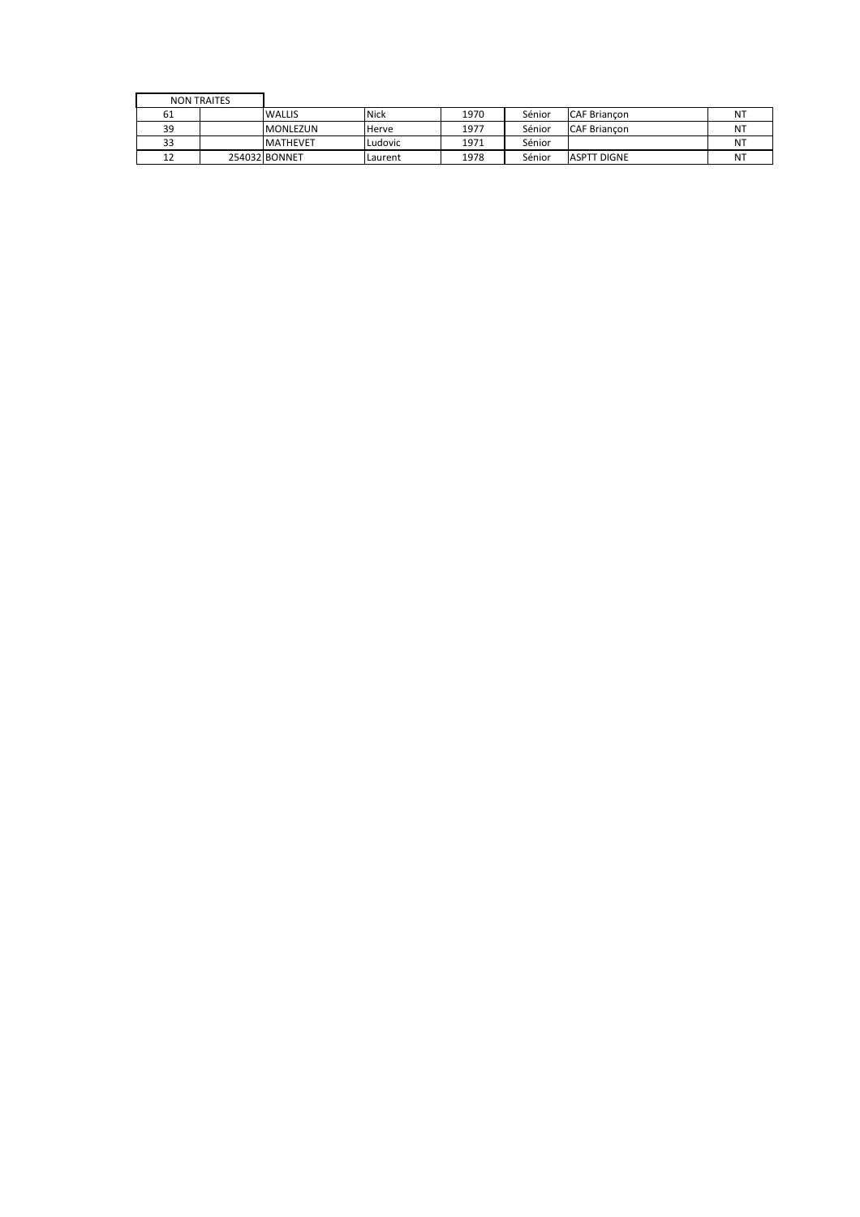NON TRAITES

| | | | | | | | |
|---|---|---|---|---|---|---|---|
| 61 | | WALLIS | Nick | 1970 | Sénior | CAF Briançon | NT |
| 39 | | MONLEZUN | Herve | 1977 | Sénior | CAF Briançon | NT |
| 33 | | MATHEVET | Ludovic | 1971 | Sénior | | NT |
| 12 | 254032 | BONNET | Laurent | 1978 | Sénior | ASPTT DIGNE | NT |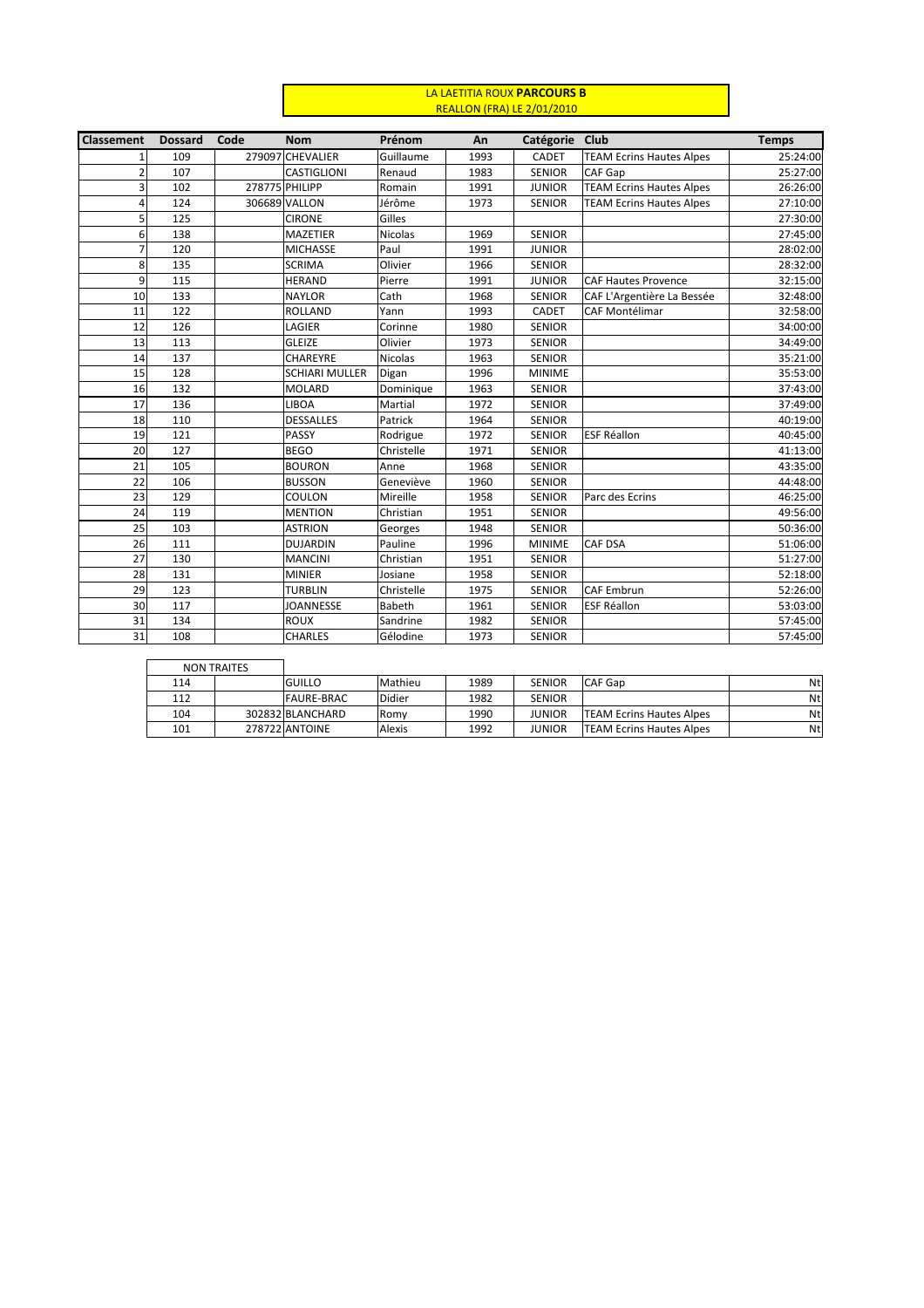LA LAETITIA ROUX **PARCOURS B**
REALLON (FRA) LE 2/01/2010

| Classement | Dossard | Code | Nom | Prénom | An | Catégorie | Club | Temps |
|---|---|---|---|---|---|---|---|---|
| 1 | 109 | 279097 | CHEVALIER | Guillaume | 1993 | CADET | TEAM Ecrins Hautes Alpes | 25:24:00 |
| 2 | 107 | | CASTIGLIONI | Renaud | 1983 | SENIOR | CAF Gap | 25:27:00 |
| 3 | 102 | 278775 | PHILIPP | Romain | 1991 | JUNIOR | TEAM Ecrins Hautes Alpes | 26:26:00 |
| 4 | 124 | 306689 | VALLON | Jérôme | 1973 | SENIOR | TEAM Ecrins Hautes Alpes | 27:10:00 |
| 5 | 125 | | CIRONE | Gilles | | | | 27:30:00 |
| 6 | 138 | | MAZETIER | Nicolas | 1969 | SENIOR | | 27:45:00 |
| 7 | 120 | | MICHASSE | Paul | 1991 | JUNIOR | | 28:02:00 |
| 8 | 135 | | SCRIMA | Olivier | 1966 | SENIOR | | 28:32:00 |
| 9 | 115 | | HERAND | Pierre | 1991 | JUNIOR | CAF Hautes Provence | 32:15:00 |
| 10 | 133 | | NAYLOR | Cath | 1968 | SENIOR | CAF L'Argentière La Bessée | 32:48:00 |
| 11 | 122 | | ROLLAND | Yann | 1993 | CADET | CAF Montélimar | 32:58:00 |
| 12 | 126 | | LAGIER | Corinne | 1980 | SENIOR | | 34:00:00 |
| 13 | 113 | | GLEIZE | Olivier | 1973 | SENIOR | | 34:49:00 |
| 14 | 137 | | CHAREYRE | Nicolas | 1963 | SENIOR | | 35:21:00 |
| 15 | 128 | | SCHIARI MULLER | Digan | 1996 | MINIME | | 35:53:00 |
| 16 | 132 | | MOLARD | Dominique | 1963 | SENIOR | | 37:43:00 |
| 17 | 136 | | LIBOA | Martial | 1972 | SENIOR | | 37:49:00 |
| 18 | 110 | | DESSALLES | Patrick | 1964 | SENIOR | | 40:19:00 |
| 19 | 121 | | PASSY | Rodrigue | 1972 | SENIOR | ESF Réallon | 40:45:00 |
| 20 | 127 | | BEGO | Christelle | 1971 | SENIOR | | 41:13:00 |
| 21 | 105 | | BOURON | Anne | 1968 | SENIOR | | 43:35:00 |
| 22 | 106 | | BUSSON | Geneviève | 1960 | SENIOR | | 44:48:00 |
| 23 | 129 | | COULON | Mireille | 1958 | SENIOR | Parc des Ecrins | 46:25:00 |
| 24 | 119 | | MENTION | Christian | 1951 | SENIOR | | 49:56:00 |
| 25 | 103 | | ASTRION | Georges | 1948 | SENIOR | | 50:36:00 |
| 26 | 111 | | DUJARDIN | Pauline | 1996 | MINIME | CAF DSA | 51:06:00 |
| 27 | 130 | | MANCINI | Christian | 1951 | SENIOR | | 51:27:00 |
| 28 | 131 | | MINIER | Josiane | 1958 | SENIOR | | 52:18:00 |
| 29 | 123 | | TURBLIN | Christelle | 1975 | SENIOR | CAF Embrun | 52:26:00 |
| 30 | 117 | | JOANNESSE | Babeth | 1961 | SENIOR | ESF Réallon | 53:03:00 |
| 31 | 134 | | ROUX | Sandrine | 1982 | SENIOR | | 57:45:00 |
| 31 | 108 | | CHARLES | Gélodine | 1973 | SENIOR | | 57:45:00 |

| NON TRAITES | | | | | | | |
|---|---|---|---|---|---|---|---|
| 114 | | GUILLO | Mathieu | 1989 | SENIOR | CAF Gap | Nt |
| 112 | | FAURE-BRAC | Didier | 1982 | SENIOR | | Nt |
| 104 | 302832 | BLANCHARD | Romy | 1990 | JUNIOR | TEAM Ecrins Hautes Alpes | Nt |
| 101 | 278722 | ANTOINE | Alexis | 1992 | JUNIOR | TEAM Ecrins Hautes Alpes | Nt |